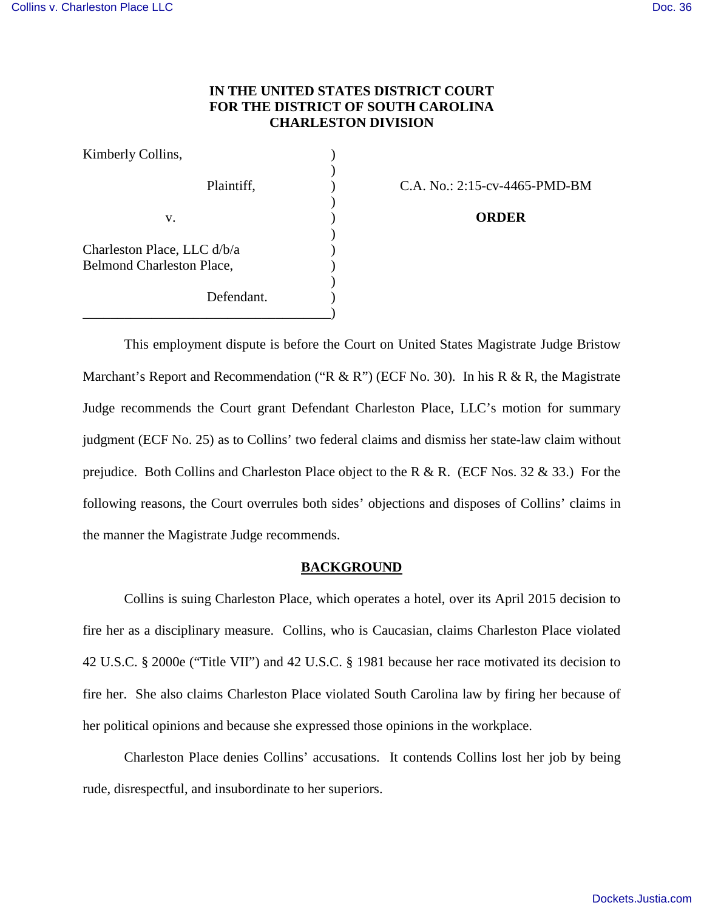**IN THE UNITED STATES DISTRICT COURT**
**FOR THE DISTRICT OF SOUTH CAROLINA**
**CHARLESTON DIVISION**

| | | |
|---|---|---|
| Kimberly Collins, | ) | |
| Plaintiff, | ) | C.A. No.: 2:15-cv-4465-PMD-BM |
| v. | ) | **ORDER** |
| Charleston Place, LLC d/b/a Belmond Charleston Place, | ) | |
| Defendant. | ) | |

This employment dispute is before the Court on United States Magistrate Judge Bristow Marchant's Report and Recommendation ("R & R") (ECF No. 30). In his R & R, the Magistrate Judge recommends the Court grant Defendant Charleston Place, LLC's motion for summary judgment (ECF No. 25) as to Collins' two federal claims and dismiss her state-law claim without prejudice. Both Collins and Charleston Place object to the R & R. (ECF Nos. 32 & 33.) For the following reasons, the Court overrules both sides' objections and disposes of Collins' claims in the manner the Magistrate Judge recommends.

## BACKGROUND

Collins is suing Charleston Place, which operates a hotel, over its April 2015 decision to fire her as a disciplinary measure. Collins, who is Caucasian, claims Charleston Place violated 42 U.S.C. § 2000e ("Title VII") and 42 U.S.C. § 1981 because her race motivated its decision to fire her. She also claims Charleston Place violated South Carolina law by firing her because of her political opinions and because she expressed those opinions in the workplace.

Charleston Place denies Collins' accusations. It contends Collins lost her job by being rude, disrespectful, and insubordinate to her superiors.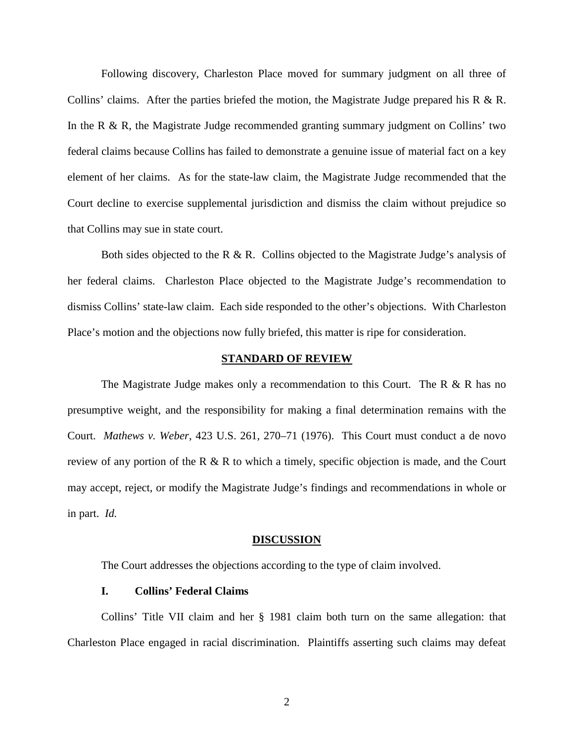Following discovery, Charleston Place moved for summary judgment on all three of Collins' claims. After the parties briefed the motion, the Magistrate Judge prepared his R & R. In the R & R, the Magistrate Judge recommended granting summary judgment on Collins' two federal claims because Collins has failed to demonstrate a genuine issue of material fact on a key element of her claims. As for the state-law claim, the Magistrate Judge recommended that the Court decline to exercise supplemental jurisdiction and dismiss the claim without prejudice so that Collins may sue in state court.

Both sides objected to the R & R. Collins objected to the Magistrate Judge's analysis of her federal claims. Charleston Place objected to the Magistrate Judge's recommendation to dismiss Collins' state-law claim. Each side responded to the other's objections. With Charleston Place's motion and the objections now fully briefed, this matter is ripe for consideration.

## STANDARD OF REVIEW

The Magistrate Judge makes only a recommendation to this Court. The R & R has no presumptive weight, and the responsibility for making a final determination remains with the Court. *Mathews v. Weber*, 423 U.S. 261, 270–71 (1976). This Court must conduct a de novo review of any portion of the R & R to which a timely, specific objection is made, and the Court may accept, reject, or modify the Magistrate Judge's findings and recommendations in whole or in part. *Id.*

## DISCUSSION

The Court addresses the objections according to the type of claim involved.

### I. Collins' Federal Claims

Collins' Title VII claim and her § 1981 claim both turn on the same allegation: that Charleston Place engaged in racial discrimination. Plaintiffs asserting such claims may defeat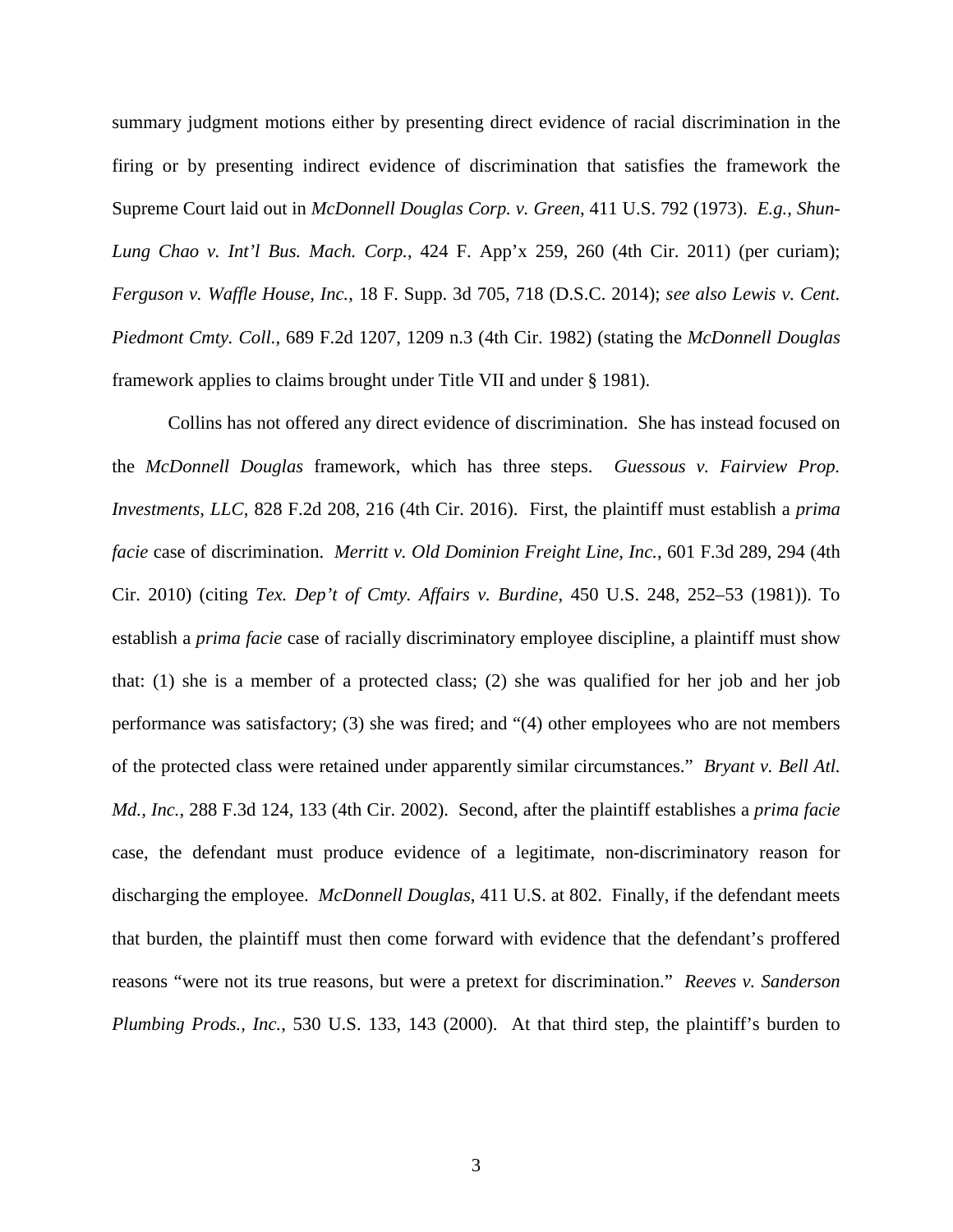summary judgment motions either by presenting direct evidence of racial discrimination in the firing or by presenting indirect evidence of discrimination that satisfies the framework the Supreme Court laid out in *McDonnell Douglas Corp. v. Green*, 411 U.S. 792 (1973). *E.g.*, *Shun-Lung Chao v. Int'l Bus. Mach. Corp.*, 424 F. App'x 259, 260 (4th Cir. 2011) (per curiam); *Ferguson v. Waffle House, Inc.*, 18 F. Supp. 3d 705, 718 (D.S.C. 2014); *see also Lewis v. Cent. Piedmont Cmty. Coll.*, 689 F.2d 1207, 1209 n.3 (4th Cir. 1982) (stating the *McDonnell Douglas* framework applies to claims brought under Title VII and under § 1981).

Collins has not offered any direct evidence of discrimination. She has instead focused on the *McDonnell Douglas* framework, which has three steps. *Guessous v. Fairview Prop. Investments, LLC*, 828 F.2d 208, 216 (4th Cir. 2016). First, the plaintiff must establish a *prima facie* case of discrimination. *Merritt v. Old Dominion Freight Line, Inc.*, 601 F.3d 289, 294 (4th Cir. 2010) (citing *Tex. Dep't of Cmty. Affairs v. Burdine*, 450 U.S. 248, 252–53 (1981)). To establish a *prima facie* case of racially discriminatory employee discipline, a plaintiff must show that: (1) she is a member of a protected class; (2) she was qualified for her job and her job performance was satisfactory; (3) she was fired; and "(4) other employees who are not members of the protected class were retained under apparently similar circumstances." *Bryant v. Bell Atl. Md., Inc.*, 288 F.3d 124, 133 (4th Cir. 2002). Second, after the plaintiff establishes a *prima facie* case, the defendant must produce evidence of a legitimate, non-discriminatory reason for discharging the employee. *McDonnell Douglas*, 411 U.S. at 802. Finally, if the defendant meets that burden, the plaintiff must then come forward with evidence that the defendant's proffered reasons "were not its true reasons, but were a pretext for discrimination." *Reeves v. Sanderson Plumbing Prods., Inc.*, 530 U.S. 133, 143 (2000). At that third step, the plaintiff's burden to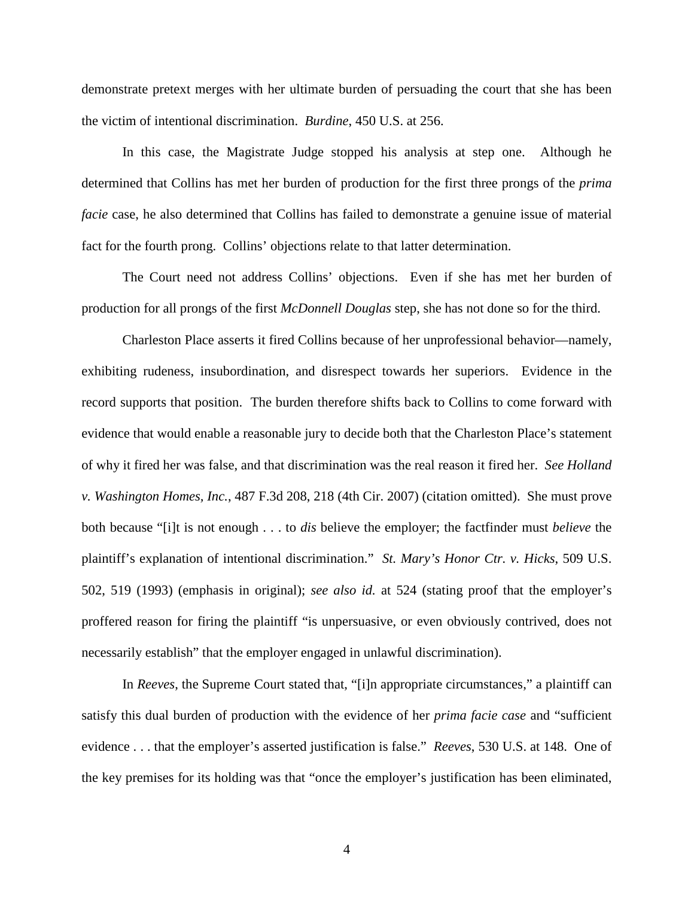demonstrate pretext merges with her ultimate burden of persuading the court that she has been the victim of intentional discrimination. *Burdine*, 450 U.S. at 256.

In this case, the Magistrate Judge stopped his analysis at step one. Although he determined that Collins has met her burden of production for the first three prongs of the *prima facie* case, he also determined that Collins has failed to demonstrate a genuine issue of material fact for the fourth prong. Collins' objections relate to that latter determination.

The Court need not address Collins' objections. Even if she has met her burden of production for all prongs of the first *McDonnell Douglas* step, she has not done so for the third.

Charleston Place asserts it fired Collins because of her unprofessional behavior—namely, exhibiting rudeness, insubordination, and disrespect towards her superiors. Evidence in the record supports that position. The burden therefore shifts back to Collins to come forward with evidence that would enable a reasonable jury to decide both that the Charleston Place's statement of why it fired her was false, and that discrimination was the real reason it fired her. *See Holland v. Washington Homes, Inc.*, 487 F.3d 208, 218 (4th Cir. 2007) (citation omitted). She must prove both because "[i]t is not enough . . . to *dis* believe the employer; the factfinder must *believe* the plaintiff's explanation of intentional discrimination." *St. Mary's Honor Ctr. v. Hicks*, 509 U.S. 502, 519 (1993) (emphasis in original); *see also id.* at 524 (stating proof that the employer's proffered reason for firing the plaintiff "is unpersuasive, or even obviously contrived, does not necessarily establish" that the employer engaged in unlawful discrimination).

In *Reeves*, the Supreme Court stated that, "[i]n appropriate circumstances," a plaintiff can satisfy this dual burden of production with the evidence of her *prima facie case* and "sufficient evidence . . . that the employer's asserted justification is false." *Reeves*, 530 U.S. at 148. One of the key premises for its holding was that "once the employer's justification has been eliminated,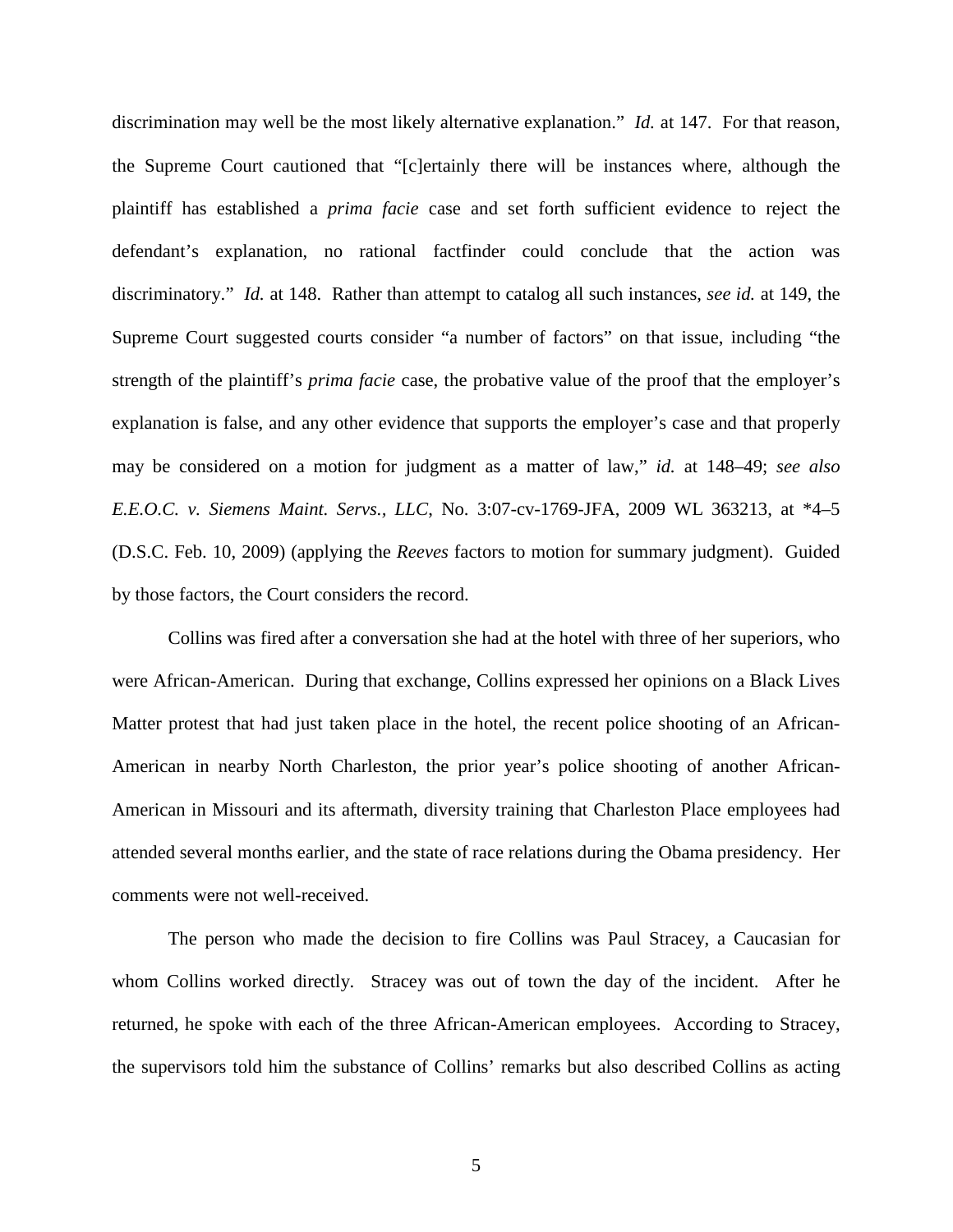discrimination may well be the most likely alternative explanation." *Id.* at 147. For that reason, the Supreme Court cautioned that "[c]ertainly there will be instances where, although the plaintiff has established a *prima facie* case and set forth sufficient evidence to reject the defendant's explanation, no rational factfinder could conclude that the action was discriminatory." *Id.* at 148. Rather than attempt to catalog all such instances, *see id.* at 149, the Supreme Court suggested courts consider "a number of factors" on that issue, including "the strength of the plaintiff's *prima facie* case, the probative value of the proof that the employer's explanation is false, and any other evidence that supports the employer's case and that properly may be considered on a motion for judgment as a matter of law," *id.* at 148–49; *see also E.E.O.C. v. Siemens Maint. Servs., LLC*, No. 3:07-cv-1769-JFA, 2009 WL 363213, at *4–5 (D.S.C. Feb. 10, 2009) (applying the *Reeves* factors to motion for summary judgment). Guided by those factors, the Court considers the record.

Collins was fired after a conversation she had at the hotel with three of her superiors, who were African-American. During that exchange, Collins expressed her opinions on a Black Lives Matter protest that had just taken place in the hotel, the recent police shooting of an African-American in nearby North Charleston, the prior year's police shooting of another African-American in Missouri and its aftermath, diversity training that Charleston Place employees had attended several months earlier, and the state of race relations during the Obama presidency. Her comments were not well-received.

The person who made the decision to fire Collins was Paul Stracey, a Caucasian for whom Collins worked directly. Stracey was out of town the day of the incident. After he returned, he spoke with each of the three African-American employees. According to Stracey, the supervisors told him the substance of Collins' remarks but also described Collins as acting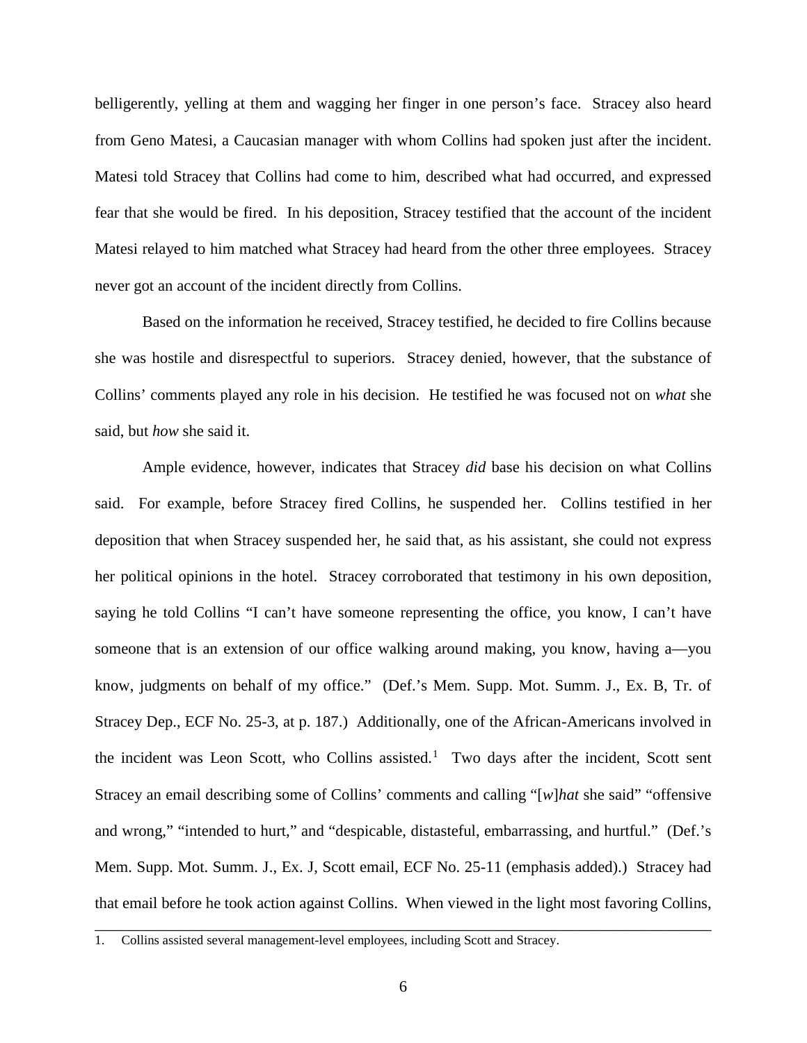belligerently, yelling at them and wagging her finger in one person's face. Stracey also heard from Geno Matesi, a Caucasian manager with whom Collins had spoken just after the incident. Matesi told Stracey that Collins had come to him, described what had occurred, and expressed fear that she would be fired. In his deposition, Stracey testified that the account of the incident Matesi relayed to him matched what Stracey had heard from the other three employees. Stracey never got an account of the incident directly from Collins.

Based on the information he received, Stracey testified, he decided to fire Collins because she was hostile and disrespectful to superiors. Stracey denied, however, that the substance of Collins' comments played any role in his decision. He testified he was focused not on *what* she said, but *how* she said it.

Ample evidence, however, indicates that Stracey *did* base his decision on what Collins said. For example, before Stracey fired Collins, he suspended her. Collins testified in her deposition that when Stracey suspended her, he said that, as his assistant, she could not express her political opinions in the hotel. Stracey corroborated that testimony in his own deposition, saying he told Collins "I can't have someone representing the office, you know, I can't have someone that is an extension of our office walking around making, you know, having a—you know, judgments on behalf of my office." (Def.'s Mem. Supp. Mot. Summ. J., Ex. B, Tr. of Stracey Dep., ECF No. 25-3, at p. 187.) Additionally, one of the African-Americans involved in the incident was Leon Scott, who Collins assisted.[1] Two days after the incident, Scott sent Stracey an email describing some of Collins' comments and calling "[*w*]*hat* she said" "offensive and wrong," "intended to hurt," and "despicable, distasteful, embarrassing, and hurtful." (Def.'s Mem. Supp. Mot. Summ. J., Ex. J, Scott email, ECF No. 25-11 (emphasis added).) Stracey had that email before he took action against Collins. When viewed in the light most favoring Collins,

---

1. Collins assisted several management-level employees, including Scott and Stracey.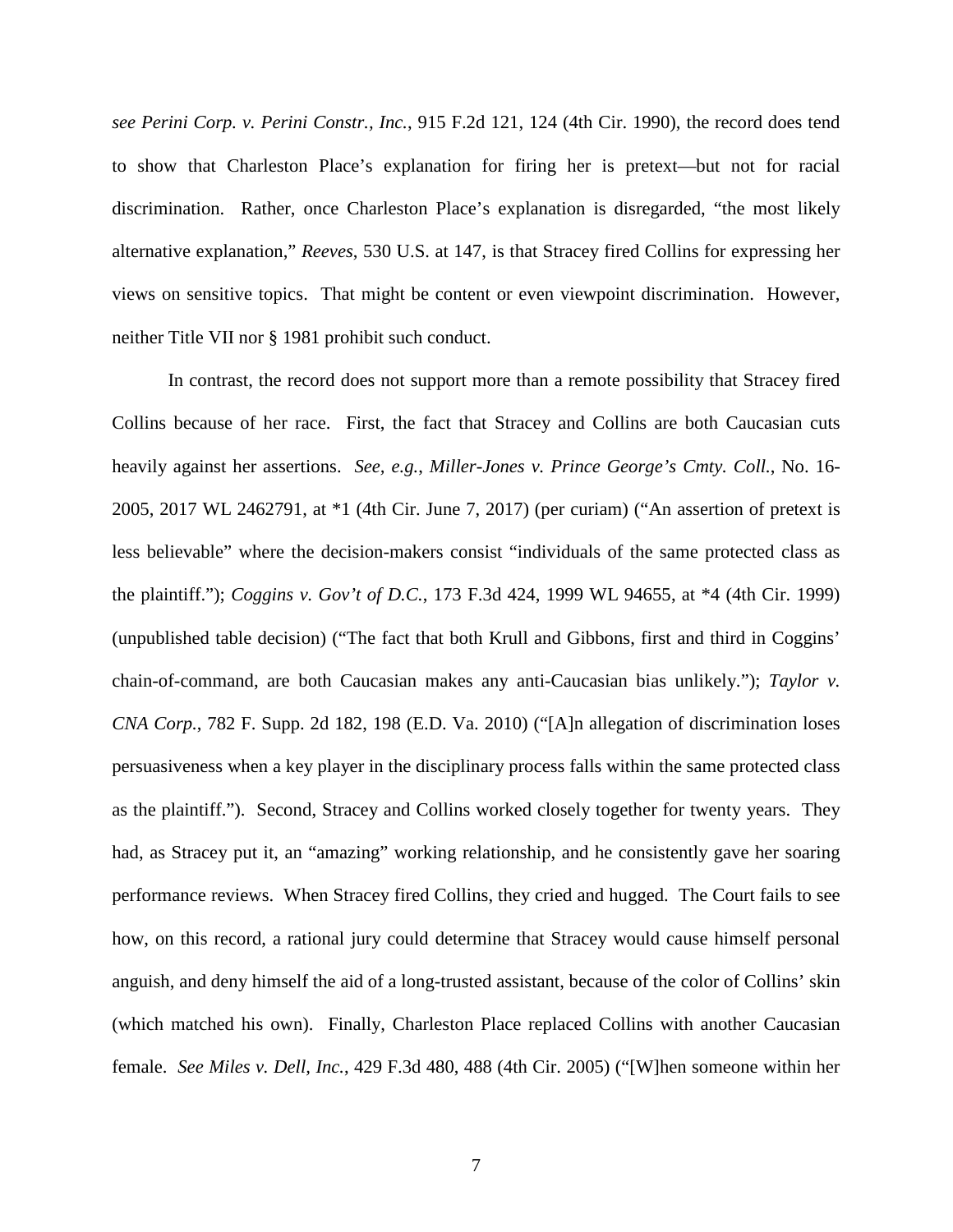*see Perini Corp. v. Perini Constr., Inc.*, 915 F.2d 121, 124 (4th Cir. 1990), the record does tend to show that Charleston Place's explanation for firing her is pretext—but not for racial discrimination. Rather, once Charleston Place's explanation is disregarded, "the most likely alternative explanation," *Reeves*, 530 U.S. at 147, is that Stracey fired Collins for expressing her views on sensitive topics. That might be content or even viewpoint discrimination. However, neither Title VII nor § 1981 prohibit such conduct.

In contrast, the record does not support more than a remote possibility that Stracey fired Collins because of her race. First, the fact that Stracey and Collins are both Caucasian cuts heavily against her assertions. *See, e.g.*, *Miller-Jones v. Prince George's Cmty. Coll.*, No. 16-2005, 2017 WL 2462791, at *1 (4th Cir. June 7, 2017) (per curiam) ("An assertion of pretext is less believable" where the decision-makers consist "individuals of the same protected class as the plaintiff."); *Coggins v. Gov't of D.C.*, 173 F.3d 424, 1999 WL 94655, at *4 (4th Cir. 1999) (unpublished table decision) ("The fact that both Krull and Gibbons, first and third in Coggins' chain-of-command, are both Caucasian makes any anti-Caucasian bias unlikely."); *Taylor v. CNA Corp.*, 782 F. Supp. 2d 182, 198 (E.D. Va. 2010) ("[A]n allegation of discrimination loses persuasiveness when a key player in the disciplinary process falls within the same protected class as the plaintiff."). Second, Stracey and Collins worked closely together for twenty years. They had, as Stracey put it, an "amazing" working relationship, and he consistently gave her soaring performance reviews. When Stracey fired Collins, they cried and hugged. The Court fails to see how, on this record, a rational jury could determine that Stracey would cause himself personal anguish, and deny himself the aid of a long-trusted assistant, because of the color of Collins' skin (which matched his own). Finally, Charleston Place replaced Collins with another Caucasian female. *See Miles v. Dell, Inc.*, 429 F.3d 480, 488 (4th Cir. 2005) ("[W]hen someone within her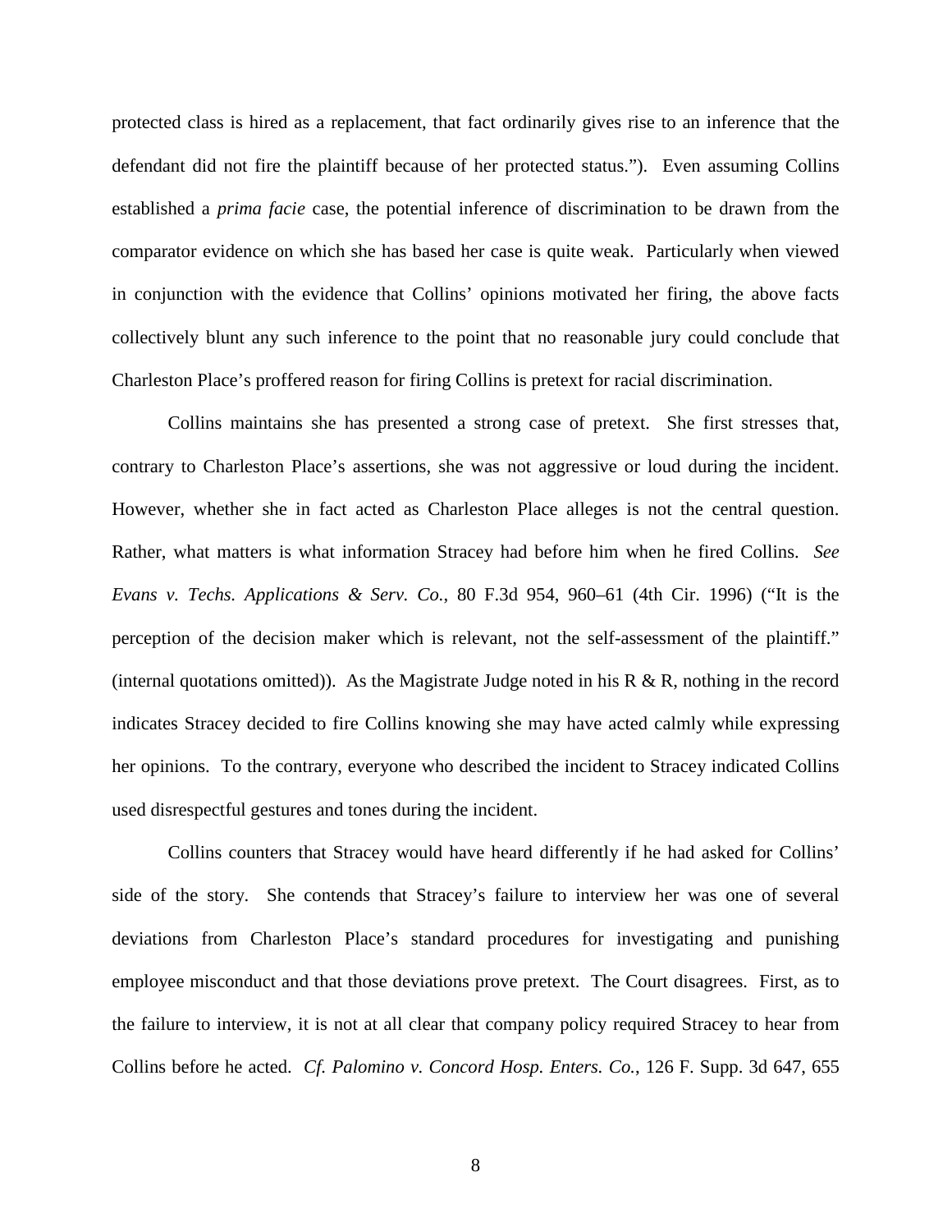protected class is hired as a replacement, that fact ordinarily gives rise to an inference that the defendant did not fire the plaintiff because of her protected status."). Even assuming Collins established a *prima facie* case, the potential inference of discrimination to be drawn from the comparator evidence on which she has based her case is quite weak. Particularly when viewed in conjunction with the evidence that Collins' opinions motivated her firing, the above facts collectively blunt any such inference to the point that no reasonable jury could conclude that Charleston Place's proffered reason for firing Collins is pretext for racial discrimination.

Collins maintains she has presented a strong case of pretext. She first stresses that, contrary to Charleston Place's assertions, she was not aggressive or loud during the incident. However, whether she in fact acted as Charleston Place alleges is not the central question. Rather, what matters is what information Stracey had before him when he fired Collins. *See Evans v. Techs. Applications & Serv. Co.*, 80 F.3d 954, 960–61 (4th Cir. 1996) ("It is the perception of the decision maker which is relevant, not the self-assessment of the plaintiff." (internal quotations omitted)). As the Magistrate Judge noted in his R & R, nothing in the record indicates Stracey decided to fire Collins knowing she may have acted calmly while expressing her opinions. To the contrary, everyone who described the incident to Stracey indicated Collins used disrespectful gestures and tones during the incident.

Collins counters that Stracey would have heard differently if he had asked for Collins' side of the story. She contends that Stracey's failure to interview her was one of several deviations from Charleston Place's standard procedures for investigating and punishing employee misconduct and that those deviations prove pretext. The Court disagrees. First, as to the failure to interview, it is not at all clear that company policy required Stracey to hear from Collins before he acted. *Cf. Palomino v. Concord Hosp. Enters. Co.*, 126 F. Supp. 3d 647, 655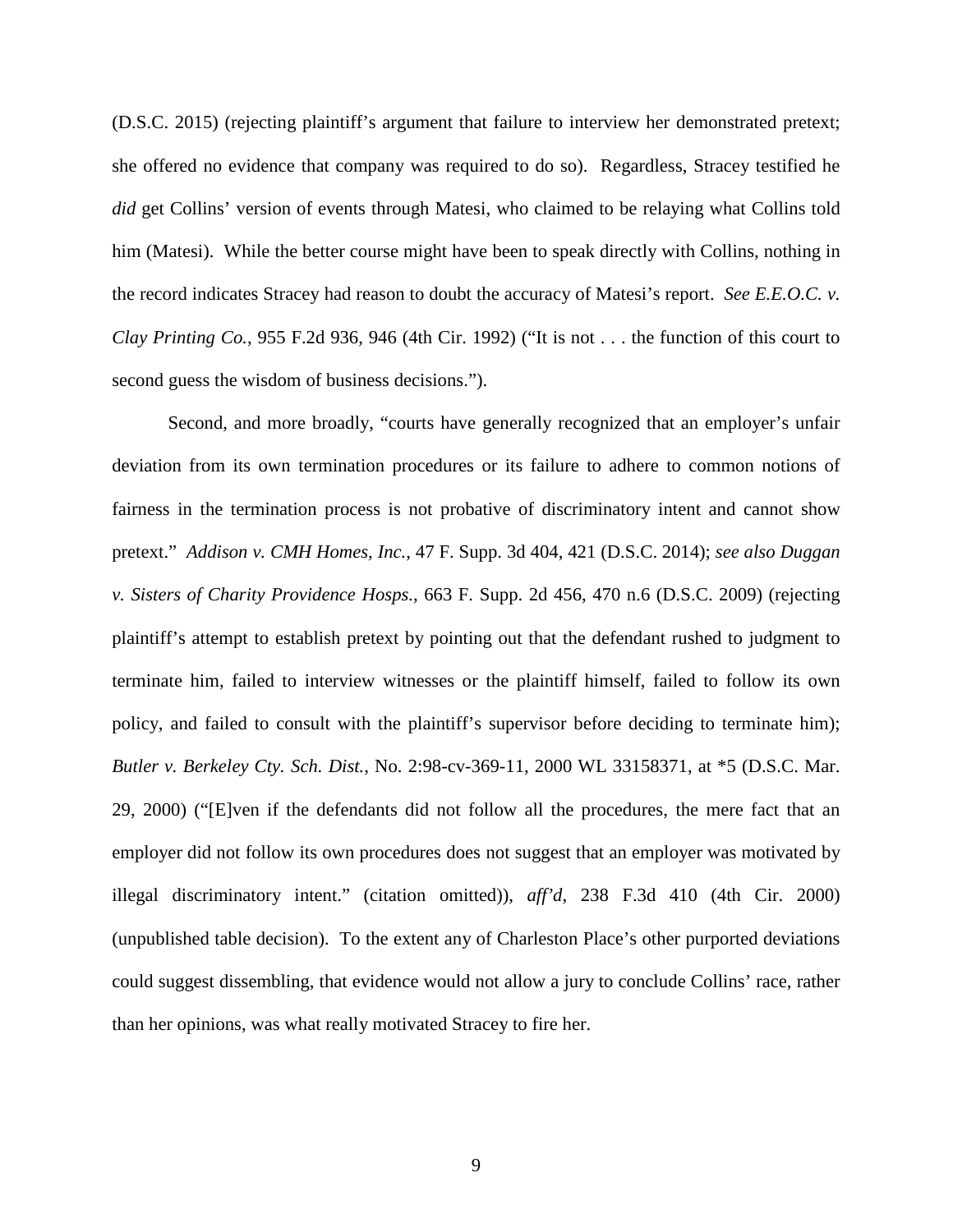(D.S.C. 2015) (rejecting plaintiff's argument that failure to interview her demonstrated pretext; she offered no evidence that company was required to do so). Regardless, Stracey testified he *did* get Collins' version of events through Matesi, who claimed to be relaying what Collins told him (Matesi). While the better course might have been to speak directly with Collins, nothing in the record indicates Stracey had reason to doubt the accuracy of Matesi's report. *See E.E.O.C. v. Clay Printing Co.*, 955 F.2d 936, 946 (4th Cir. 1992) ("It is not . . . the function of this court to second guess the wisdom of business decisions.").

Second, and more broadly, "courts have generally recognized that an employer's unfair deviation from its own termination procedures or its failure to adhere to common notions of fairness in the termination process is not probative of discriminatory intent and cannot show pretext." *Addison v. CMH Homes, Inc.*, 47 F. Supp. 3d 404, 421 (D.S.C. 2014); *see also Duggan v. Sisters of Charity Providence Hosps.*, 663 F. Supp. 2d 456, 470 n.6 (D.S.C. 2009) (rejecting plaintiff's attempt to establish pretext by pointing out that the defendant rushed to judgment to terminate him, failed to interview witnesses or the plaintiff himself, failed to follow its own policy, and failed to consult with the plaintiff's supervisor before deciding to terminate him); *Butler v. Berkeley Cty. Sch. Dist.*, No. 2:98-cv-369-11, 2000 WL 33158371, at *5 (D.S.C. Mar. 29, 2000) ("[E]ven if the defendants did not follow all the procedures, the mere fact that an employer did not follow its own procedures does not suggest that an employer was motivated by illegal discriminatory intent." (citation omitted)), *aff'd*, 238 F.3d 410 (4th Cir. 2000) (unpublished table decision). To the extent any of Charleston Place's other purported deviations could suggest dissembling, that evidence would not allow a jury to conclude Collins' race, rather than her opinions, was what really motivated Stracey to fire her.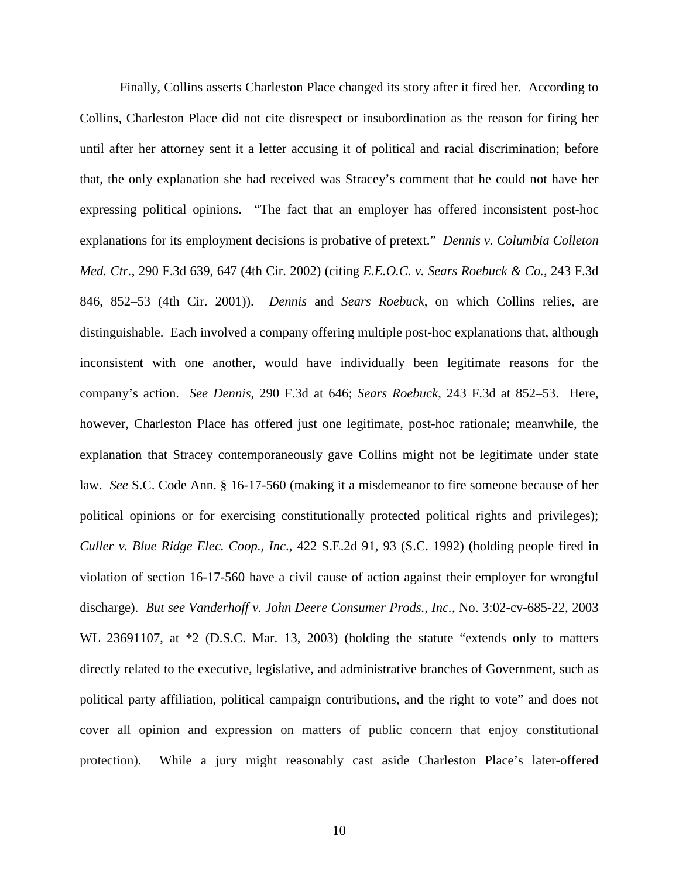Finally, Collins asserts Charleston Place changed its story after it fired her. According to Collins, Charleston Place did not cite disrespect or insubordination as the reason for firing her until after her attorney sent it a letter accusing it of political and racial discrimination; before that, the only explanation she had received was Stracey's comment that he could not have her expressing political opinions. "The fact that an employer has offered inconsistent post-hoc explanations for its employment decisions is probative of pretext." *Dennis v. Columbia Colleton Med. Ctr.*, 290 F.3d 639, 647 (4th Cir. 2002) (citing *E.E.O.C. v. Sears Roebuck & Co.*, 243 F.3d 846, 852–53 (4th Cir. 2001)). *Dennis* and *Sears Roebuck*, on which Collins relies, are distinguishable. Each involved a company offering multiple post-hoc explanations that, although inconsistent with one another, would have individually been legitimate reasons for the company's action. *See Dennis*, 290 F.3d at 646; *Sears Roebuck*, 243 F.3d at 852–53. Here, however, Charleston Place has offered just one legitimate, post-hoc rationale; meanwhile, the explanation that Stracey contemporaneously gave Collins might not be legitimate under state law. *See* S.C. Code Ann. § 16-17-560 (making it a misdemeanor to fire someone because of her political opinions or for exercising constitutionally protected political rights and privileges); *Culler v. Blue Ridge Elec. Coop., Inc*., 422 S.E.2d 91, 93 (S.C. 1992) (holding people fired in violation of section 16-17-560 have a civil cause of action against their employer for wrongful discharge). *But see Vanderhoff v. John Deere Consumer Prods., Inc.*, No. 3:02-cv-685-22, 2003 WL 23691107, at *2 (D.S.C. Mar. 13, 2003) (holding the statute "extends only to matters directly related to the executive, legislative, and administrative branches of Government, such as political party affiliation, political campaign contributions, and the right to vote" and does not cover all opinion and expression on matters of public concern that enjoy constitutional protection). While a jury might reasonably cast aside Charleston Place's later-offered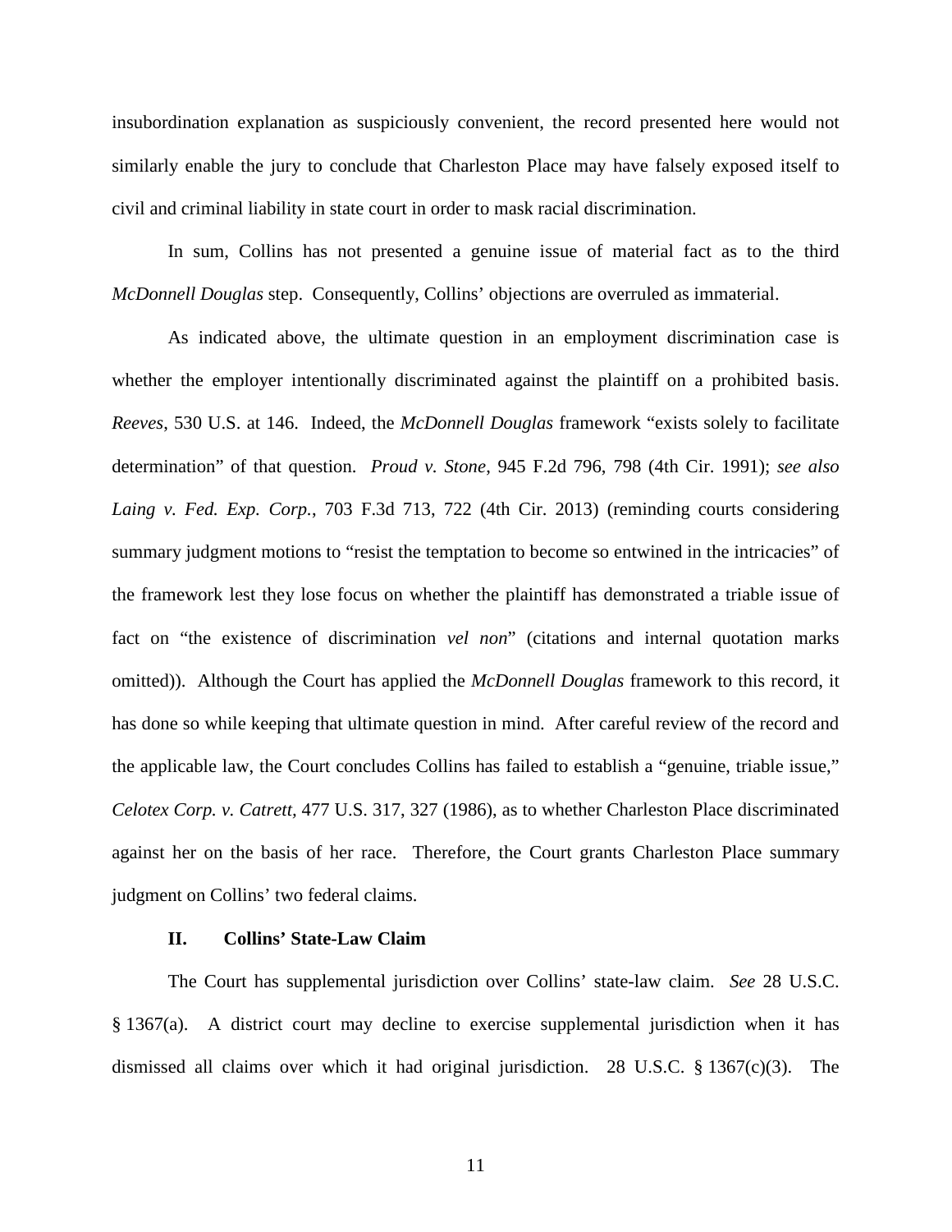insubordination explanation as suspiciously convenient, the record presented here would not similarly enable the jury to conclude that Charleston Place may have falsely exposed itself to civil and criminal liability in state court in order to mask racial discrimination.

In sum, Collins has not presented a genuine issue of material fact as to the third *McDonnell Douglas* step. Consequently, Collins' objections are overruled as immaterial.

As indicated above, the ultimate question in an employment discrimination case is whether the employer intentionally discriminated against the plaintiff on a prohibited basis. *Reeves*, 530 U.S. at 146. Indeed, the *McDonnell Douglas* framework "exists solely to facilitate determination" of that question. *Proud v. Stone*, 945 F.2d 796, 798 (4th Cir. 1991); *see also Laing v. Fed. Exp. Corp.*, 703 F.3d 713, 722 (4th Cir. 2013) (reminding courts considering summary judgment motions to "resist the temptation to become so entwined in the intricacies" of the framework lest they lose focus on whether the plaintiff has demonstrated a triable issue of fact on "the existence of discrimination *vel non*" (citations and internal quotation marks omitted)). Although the Court has applied the *McDonnell Douglas* framework to this record, it has done so while keeping that ultimate question in mind. After careful review of the record and the applicable law, the Court concludes Collins has failed to establish a "genuine, triable issue," *Celotex Corp. v. Catrett*, 477 U.S. 317, 327 (1986), as to whether Charleston Place discriminated against her on the basis of her race. Therefore, the Court grants Charleston Place summary judgment on Collins' two federal claims.

## II. Collins' State-Law Claim

The Court has supplemental jurisdiction over Collins' state-law claim. *See* 28 U.S.C. § 1367(a). A district court may decline to exercise supplemental jurisdiction when it has dismissed all claims over which it had original jurisdiction. 28 U.S.C. § 1367(c)(3). The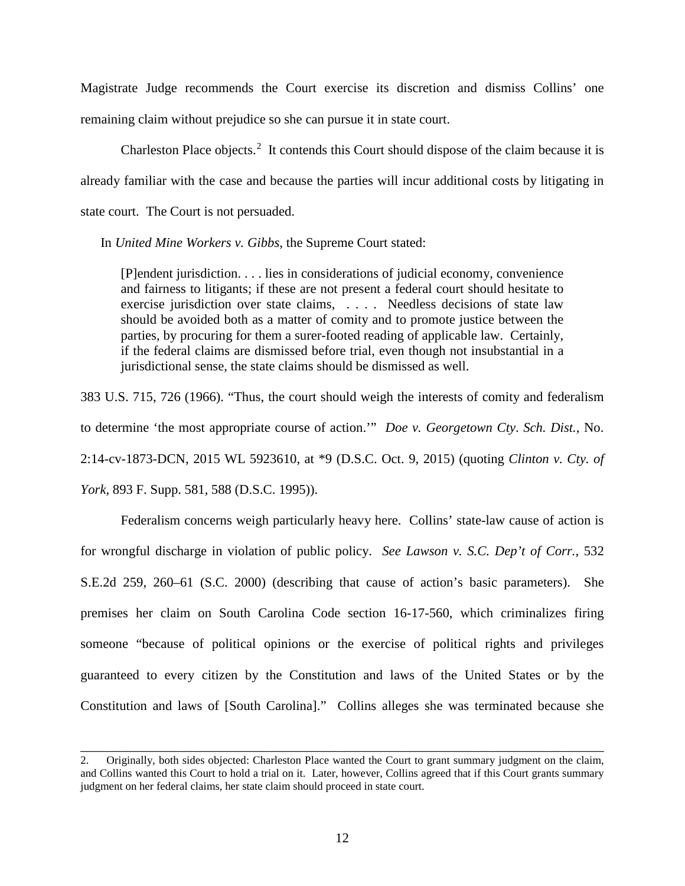Magistrate Judge recommends the Court exercise its discretion and dismiss Collins' one remaining claim without prejudice so she can pursue it in state court.

Charleston Place objects.[2] It contends this Court should dispose of the claim because it is already familiar with the case and because the parties will incur additional costs by litigating in state court. The Court is not persuaded.

In *United Mine Workers v. Gibbs*, the Supreme Court stated:

> [P]endent jurisdiction. . . . lies in considerations of judicial economy, convenience and fairness to litigants; if these are not present a federal court should hesitate to exercise jurisdiction over state claims, . . . . Needless decisions of state law should be avoided both as a matter of comity and to promote justice between the parties, by procuring for them a surer-footed reading of applicable law. Certainly, if the federal claims are dismissed before trial, even though not insubstantial in a jurisdictional sense, the state claims should be dismissed as well.

383 U.S. 715, 726 (1966). "Thus, the court should weigh the interests of comity and federalism to determine 'the most appropriate course of action.'" *Doe v. Georgetown Cty. Sch. Dist.*, No. 2:14-cv-1873-DCN, 2015 WL 5923610, at *9 (D.S.C. Oct. 9, 2015) (quoting *Clinton v. Cty. of York*, 893 F. Supp. 581, 588 (D.S.C. 1995)).

Federalism concerns weigh particularly heavy here. Collins' state-law cause of action is for wrongful discharge in violation of public policy. *See Lawson v. S.C. Dep't of Corr.*, 532 S.E.2d 259, 260–61 (S.C. 2000) (describing that cause of action's basic parameters). She premises her claim on South Carolina Code section 16-17-560, which criminalizes firing someone "because of political opinions or the exercise of political rights and privileges guaranteed to every citizen by the Constitution and laws of the United States or by the Constitution and laws of [South Carolina]." Collins alleges she was terminated because she

---

2. Originally, both sides objected: Charleston Place wanted the Court to grant summary judgment on the claim, and Collins wanted this Court to hold a trial on it. Later, however, Collins agreed that if this Court grants summary judgment on her federal claims, her state claim should proceed in state court.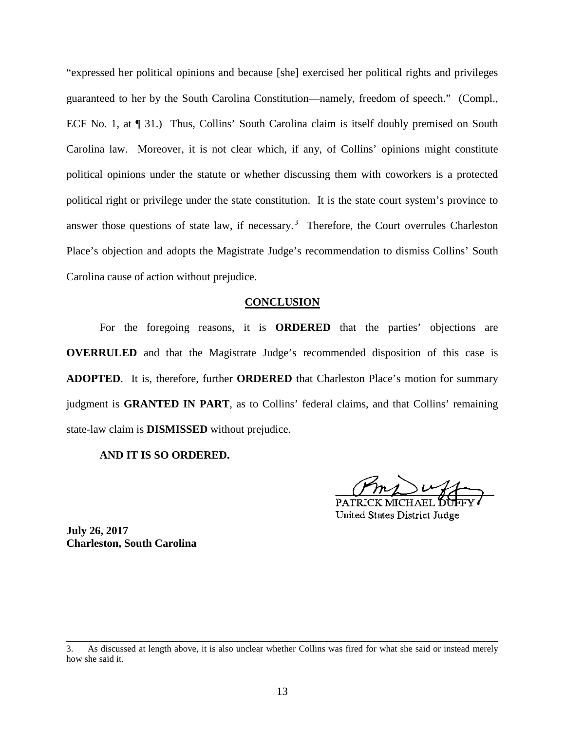"expressed her political opinions and because [she] exercised her political rights and privileges guaranteed to her by the South Carolina Constitution—namely, freedom of speech." (Compl., ECF No. 1, at ¶ 31.) Thus, Collins' South Carolina claim is itself doubly premised on South Carolina law. Moreover, it is not clear which, if any, of Collins' opinions might constitute political opinions under the statute or whether discussing them with coworkers is a protected political right or privilege under the state constitution. It is the state court system's province to answer those questions of state law, if necessary.[3] Therefore, the Court overrules Charleston Place's objection and adopts the Magistrate Judge's recommendation to dismiss Collins' South Carolina cause of action without prejudice.

## CONCLUSION

For the foregoing reasons, it is **ORDERED** that the parties' objections are **OVERRULED** and that the Magistrate Judge's recommended disposition of this case is **ADOPTED**. It is, therefore, further **ORDERED** that Charleston Place's motion for summary judgment is **GRANTED IN PART**, as to Collins' federal claims, and that Collins' remaining state-law claim is **DISMISSED** without prejudice.

**AND IT IS SO ORDERED.**

PATRICK MICHAEL DUFFY
United States District Judge

**July 26, 2017**
**Charleston, South Carolina**

---

3. As discussed at length above, it is also unclear whether Collins was fired for what she said or instead merely how she said it.